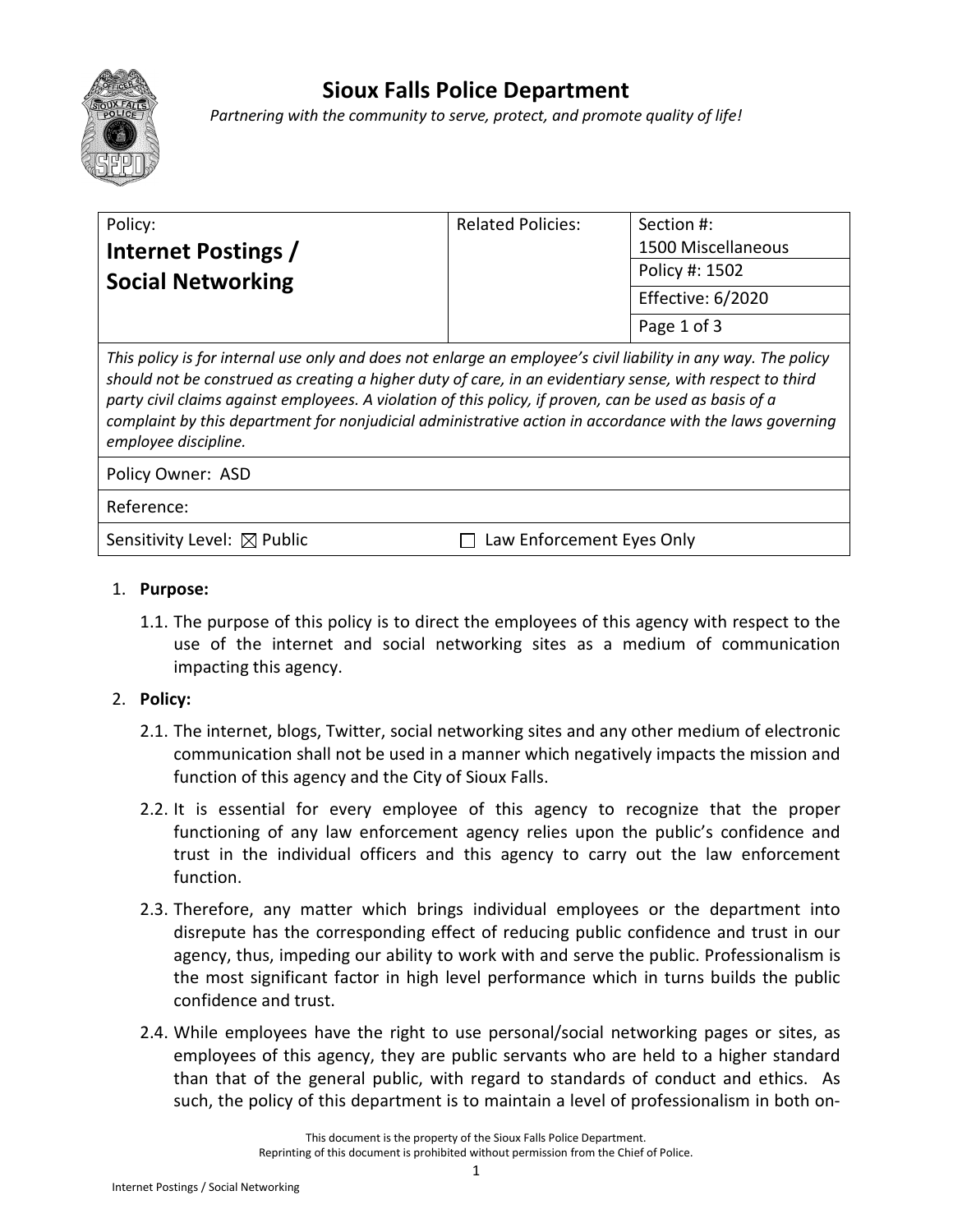# Sioux Falls Police Department

*Partnering with the community to serve, protect, and promote quality of life!*

| Policy: **Internet Postings / Social Networking** | Related Policies: | Section #: 1500 Miscellaneous |
|---|---|---|
| | | Policy #: 1502 |
| | | Effective: 6/2020 |
| | | Page 1 of 3 |

*This policy is for internal use only and does not enlarge an employee's civil liability in any way. The policy should not be construed as creating a higher duty of care, in an evidentiary sense, with respect to third party civil claims against employees. A violation of this policy, if proven, can be used as basis of a complaint by this department for nonjudicial administrative action in accordance with the laws governing employee discipline.*

Policy Owner: ASD

Reference:

Sensitivity Level: ☒ Public ☐ Law Enforcement Eyes Only

1. **Purpose:**

   1.1. The purpose of this policy is to direct the employees of this agency with respect to the use of the internet and social networking sites as a medium of communication impacting this agency.

2. **Policy:**

   2.1. The internet, blogs, Twitter, social networking sites and any other medium of electronic communication shall not be used in a manner which negatively impacts the mission and function of this agency and the City of Sioux Falls.

   2.2. It is essential for every employee of this agency to recognize that the proper functioning of any law enforcement agency relies upon the public's confidence and trust in the individual officers and this agency to carry out the law enforcement function.

   2.3. Therefore, any matter which brings individual employees or the department into disrepute has the corresponding effect of reducing public confidence and trust in our agency, thus, impeding our ability to work with and serve the public. Professionalism is the most significant factor in high level performance which in turns builds the public confidence and trust.

   2.4. While employees have the right to use personal/social networking pages or sites, as employees of this agency, they are public servants who are held to a higher standard than that of the general public, with regard to standards of conduct and ethics. As such, the policy of this department is to maintain a level of professionalism in both on-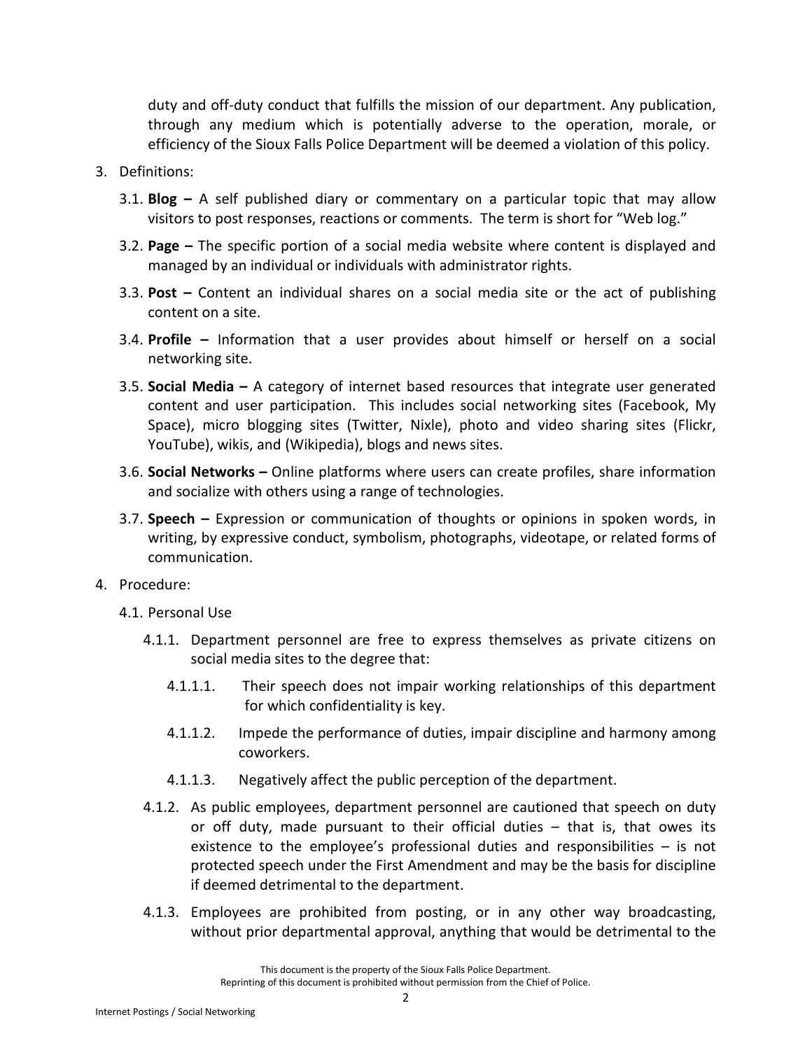duty and off-duty conduct that fulfills the mission of our department. Any publication, through any medium which is potentially adverse to the operation, morale, or efficiency of the Sioux Falls Police Department will be deemed a violation of this policy.

3. Definitions:

   3.1. **Blog –** A self published diary or commentary on a particular topic that may allow visitors to post responses, reactions or comments. The term is short for "Web log."

   3.2. **Page –** The specific portion of a social media website where content is displayed and managed by an individual or individuals with administrator rights.

   3.3. **Post –** Content an individual shares on a social media site or the act of publishing content on a site.

   3.4. **Profile –** Information that a user provides about himself or herself on a social networking site.

   3.5. **Social Media –** A category of internet based resources that integrate user generated content and user participation. This includes social networking sites (Facebook, My Space), micro blogging sites (Twitter, Nixle), photo and video sharing sites (Flickr, YouTube), wikis, and (Wikipedia), blogs and news sites.

   3.6. **Social Networks –** Online platforms where users can create profiles, share information and socialize with others using a range of technologies.

   3.7. **Speech –** Expression or communication of thoughts or opinions in spoken words, in writing, by expressive conduct, symbolism, photographs, videotape, or related forms of communication.

4. Procedure:

   4.1. Personal Use

      4.1.1. Department personnel are free to express themselves as private citizens on social media sites to the degree that:

         4.1.1.1. Their speech does not impair working relationships of this department for which confidentiality is key.

         4.1.1.2. Impede the performance of duties, impair discipline and harmony among coworkers.

         4.1.1.3. Negatively affect the public perception of the department.

      4.1.2. As public employees, department personnel are cautioned that speech on duty or off duty, made pursuant to their official duties – that is, that owes its existence to the employee's professional duties and responsibilities – is not protected speech under the First Amendment and may be the basis for discipline if deemed detrimental to the department.

      4.1.3. Employees are prohibited from posting, or in any other way broadcasting, without prior departmental approval, anything that would be detrimental to the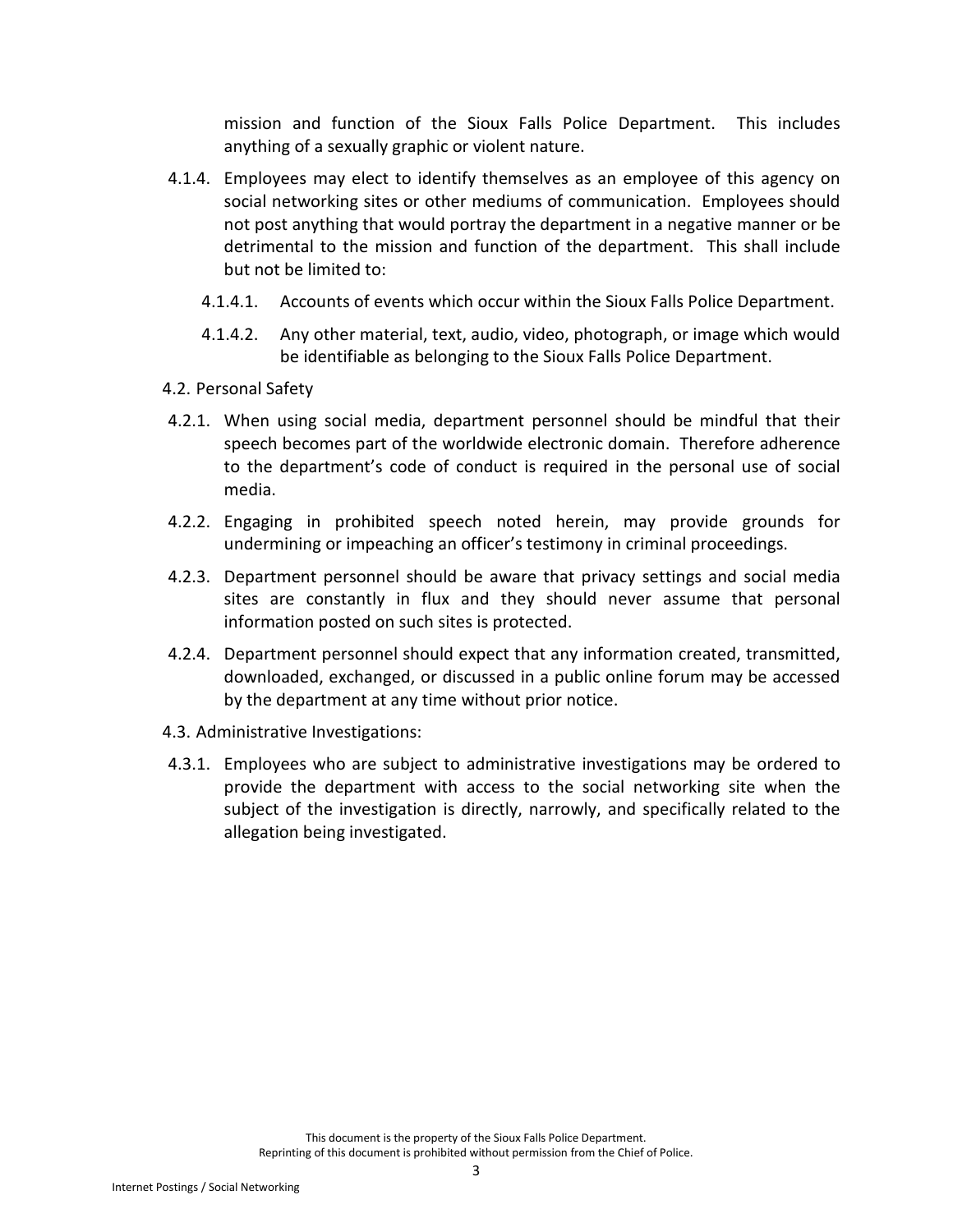mission and function of the Sioux Falls Police Department. This includes anything of a sexually graphic or violent nature.

4.1.4. Employees may elect to identify themselves as an employee of this agency on social networking sites or other mediums of communication. Employees should not post anything that would portray the department in a negative manner or be detrimental to the mission and function of the department. This shall include but not be limited to:

4.1.4.1. Accounts of events which occur within the Sioux Falls Police Department.

4.1.4.2. Any other material, text, audio, video, photograph, or image which would be identifiable as belonging to the Sioux Falls Police Department.

4.2. Personal Safety

4.2.1. When using social media, department personnel should be mindful that their speech becomes part of the worldwide electronic domain. Therefore adherence to the department's code of conduct is required in the personal use of social media.

4.2.2. Engaging in prohibited speech noted herein, may provide grounds for undermining or impeaching an officer's testimony in criminal proceedings.

4.2.3. Department personnel should be aware that privacy settings and social media sites are constantly in flux and they should never assume that personal information posted on such sites is protected.

4.2.4. Department personnel should expect that any information created, transmitted, downloaded, exchanged, or discussed in a public online forum may be accessed by the department at any time without prior notice.

4.3. Administrative Investigations:

4.3.1. Employees who are subject to administrative investigations may be ordered to provide the department with access to the social networking site when the subject of the investigation is directly, narrowly, and specifically related to the allegation being investigated.